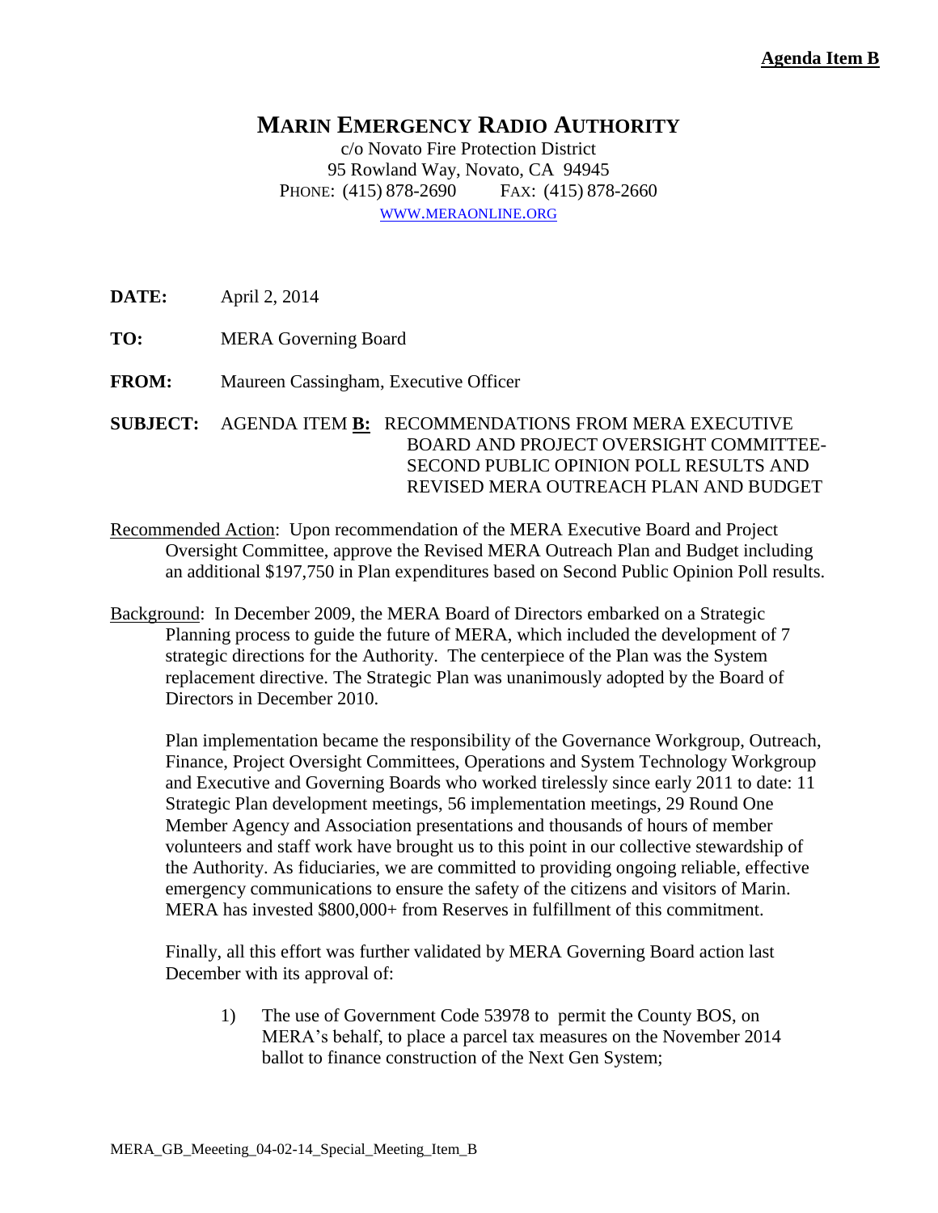**Agenda Item B**

# MARIN EMERGENCY RADIO AUTHORITY

c/o Novato Fire Protection District
95 Rowland Way, Novato, CA 94945
PHONE: (415) 878-2690 FAX: (415) 878-2660
WWW.MERAONLINE.ORG

**DATE:** April 2, 2014

**TO:** MERA Governing Board

**FROM:** Maureen Cassingham, Executive Officer

**SUBJECT:** AGENDA ITEM **B:** RECOMMENDATIONS FROM MERA EXECUTIVE BOARD AND PROJECT OVERSIGHT COMMITTEE- SECOND PUBLIC OPINION POLL RESULTS AND REVISED MERA OUTREACH PLAN AND BUDGET

Recommended Action: Upon recommendation of the MERA Executive Board and Project Oversight Committee, approve the Revised MERA Outreach Plan and Budget including an additional $197,750 in Plan expenditures based on Second Public Opinion Poll results.

Background: In December 2009, the MERA Board of Directors embarked on a Strategic Planning process to guide the future of MERA, which included the development of 7 strategic directions for the Authority. The centerpiece of the Plan was the System replacement directive. The Strategic Plan was unanimously adopted by the Board of Directors in December 2010.

Plan implementation became the responsibility of the Governance Workgroup, Outreach, Finance, Project Oversight Committees, Operations and System Technology Workgroup and Executive and Governing Boards who worked tirelessly since early 2011 to date: 11 Strategic Plan development meetings, 56 implementation meetings, 29 Round One Member Agency and Association presentations and thousands of hours of member volunteers and staff work have brought us to this point in our collective stewardship of the Authority. As fiduciaries, we are committed to providing ongoing reliable, effective emergency communications to ensure the safety of the citizens and visitors of Marin. MERA has invested $800,000+ from Reserves in fulfillment of this commitment.

Finally, all this effort was further validated by MERA Governing Board action last December with its approval of:

1) The use of Government Code 53978 to permit the County BOS, on MERA's behalf, to place a parcel tax measures on the November 2014 ballot to finance construction of the Next Gen System;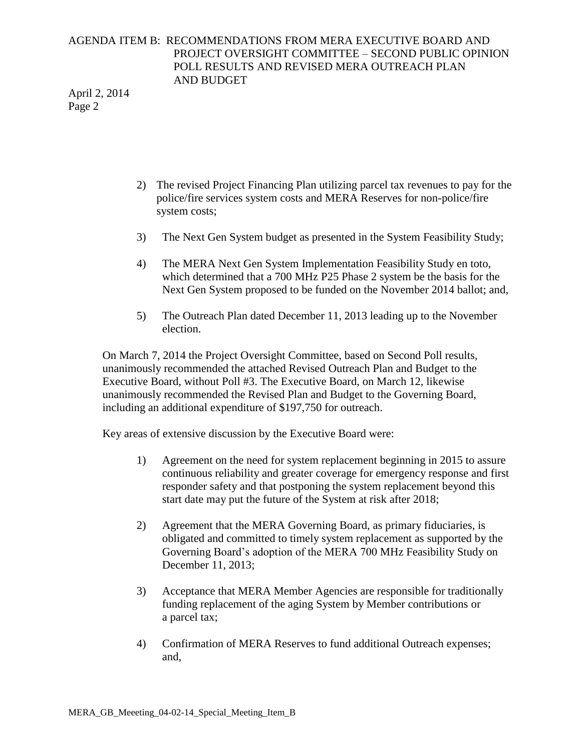2) The revised Project Financing Plan utilizing parcel tax revenues to pay for the police/fire services system costs and MERA Reserves for non-police/fire system costs;

3) The Next Gen System budget as presented in the System Feasibility Study;

4) The MERA Next Gen System Implementation Feasibility Study en toto, which determined that a 700 MHz P25 Phase 2 system be the basis for the Next Gen System proposed to be funded on the November 2014 ballot; and,

5) The Outreach Plan dated December 11, 2013 leading up to the November election.

On March 7, 2014 the Project Oversight Committee, based on Second Poll results, unanimously recommended the attached Revised Outreach Plan and Budget to the Executive Board, without Poll #3. The Executive Board, on March 12, likewise unanimously recommended the Revised Plan and Budget to the Governing Board, including an additional expenditure of $197,750 for outreach.

Key areas of extensive discussion by the Executive Board were:

1) Agreement on the need for system replacement beginning in 2015 to assure continuous reliability and greater coverage for emergency response and first responder safety and that postponing the system replacement beyond this start date may put the future of the System at risk after 2018;

2) Agreement that the MERA Governing Board, as primary fiduciaries, is obligated and committed to timely system replacement as supported by the Governing Board's adoption of the MERA 700 MHz Feasibility Study on December 11, 2013;

3) Acceptance that MERA Member Agencies are responsible for traditionally funding replacement of the aging System by Member contributions or a parcel tax;

4) Confirmation of MERA Reserves to fund additional Outreach expenses; and,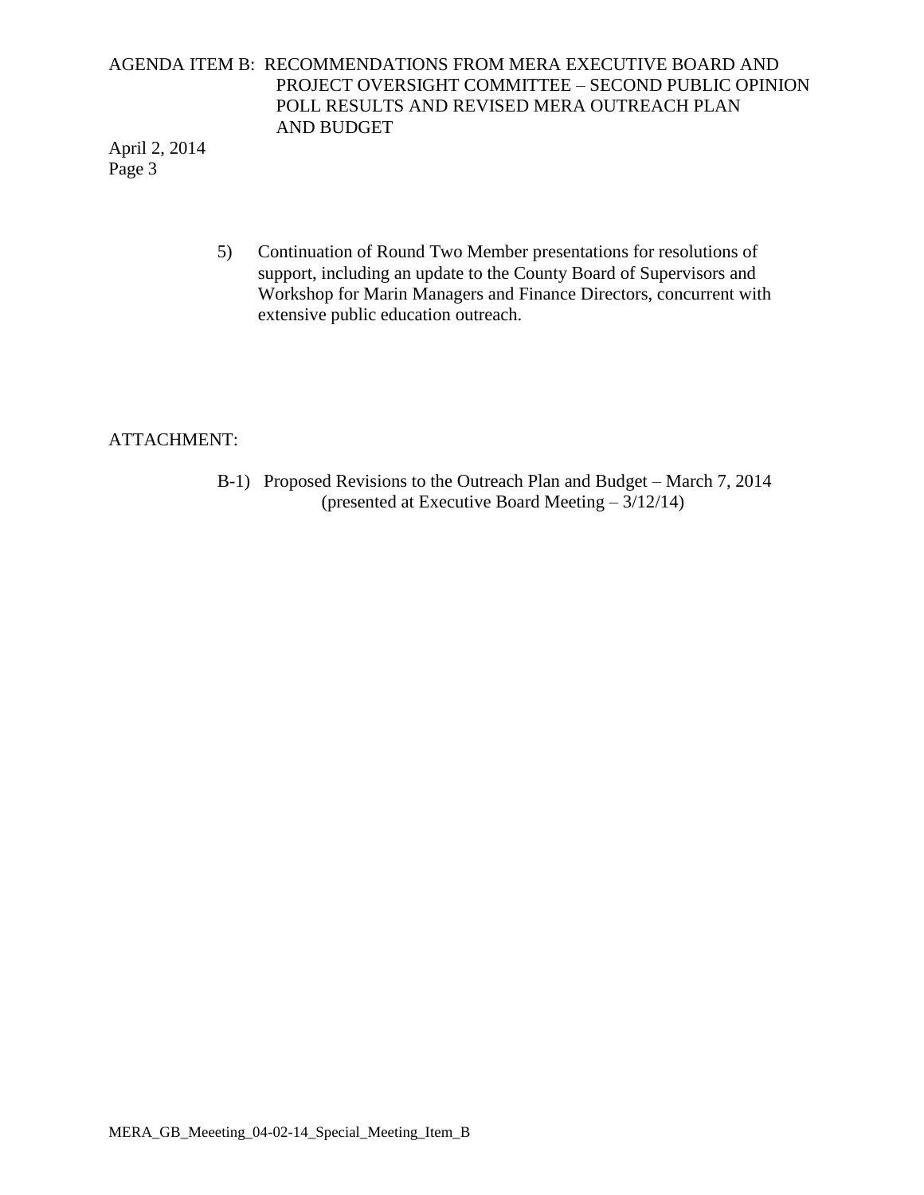5) Continuation of Round Two Member presentations for resolutions of support, including an update to the County Board of Supervisors and Workshop for Marin Managers and Finance Directors, concurrent with extensive public education outreach.

ATTACHMENT:

B-1) Proposed Revisions to the Outreach Plan and Budget – March 7, 2014 (presented at Executive Board Meeting – 3/12/14)